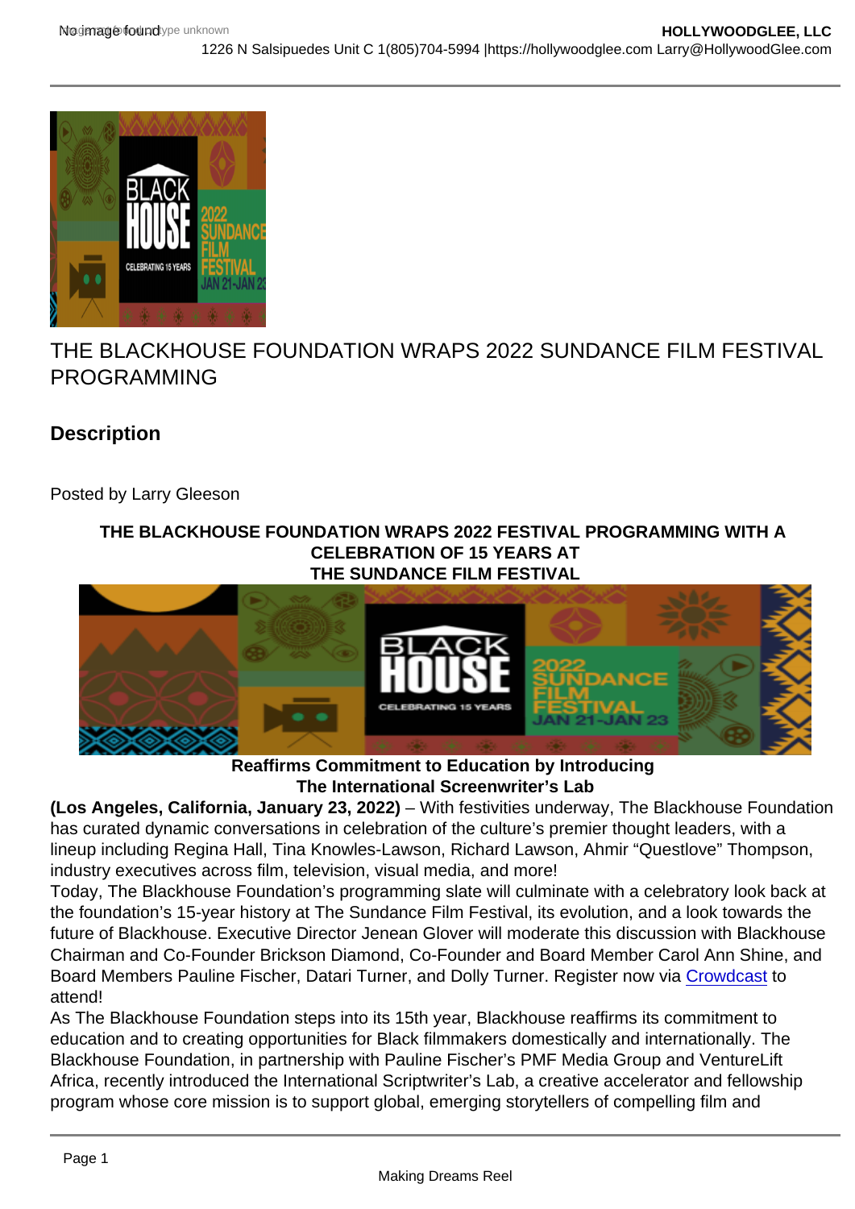# THE BLACKHOUSE FOUNDATION WRAPS 2022 SUNDANCE FILM FESTIVAL PROGRAMMING

## Description

Posted by Larry Gleeson

**THE BLACKHOUSE FOUNDATION WRAPS 2022 FESTIVAL PROGRAMMING WITH A CELEBRATION OF 15 YEARS AT THE SUNDANCE FILM FESTIVAL**

**Reaffirms Commitment to Education by Introducing The International Screenwriter's Lab**

**(Los Angeles, California, January 23, 2022)** – With festivities underway, The Blackhouse Foundation has curated dynamic conversations in celebration of the culture's premier thought leaders, with a lineup including Regina Hall, Tina Knowles-Lawson, Richard Lawson, Ahmir "Questlove" Thompson, industry executives across film, television, visual media, and more!

Today, The Blackhouse Foundation's programming slate will culminate with a celebratory look back at the foundation's 15-year history at The Sundance Film Festival, its evolution, and a look towards the future of Blackhouse. Executive Director Jenean Glover will moderate this discussion with Blackhouse Chairman and Co-Founder Brickson Diamond, Co-Founder and Board Member Carol Ann Shine, and Board Members Pauline Fischer, Datari Turner, and Dolly Turner. Register now via [Crowdcast] to attend!

As The Blackhouse Foundation steps into its 15th year, Blackhouse reaffirms its commitment to education and to creating opportunities for Black filmmakers domestically and internationally. The Blackhouse Foundation, in partnership with Pauline Fischer's PMF Media Group and VentureLift Africa, recently introduced the International Scriptwriter's Lab, a creative accelerator and fellowship program whose core mission is to support global, emerging storytellers of compelling film and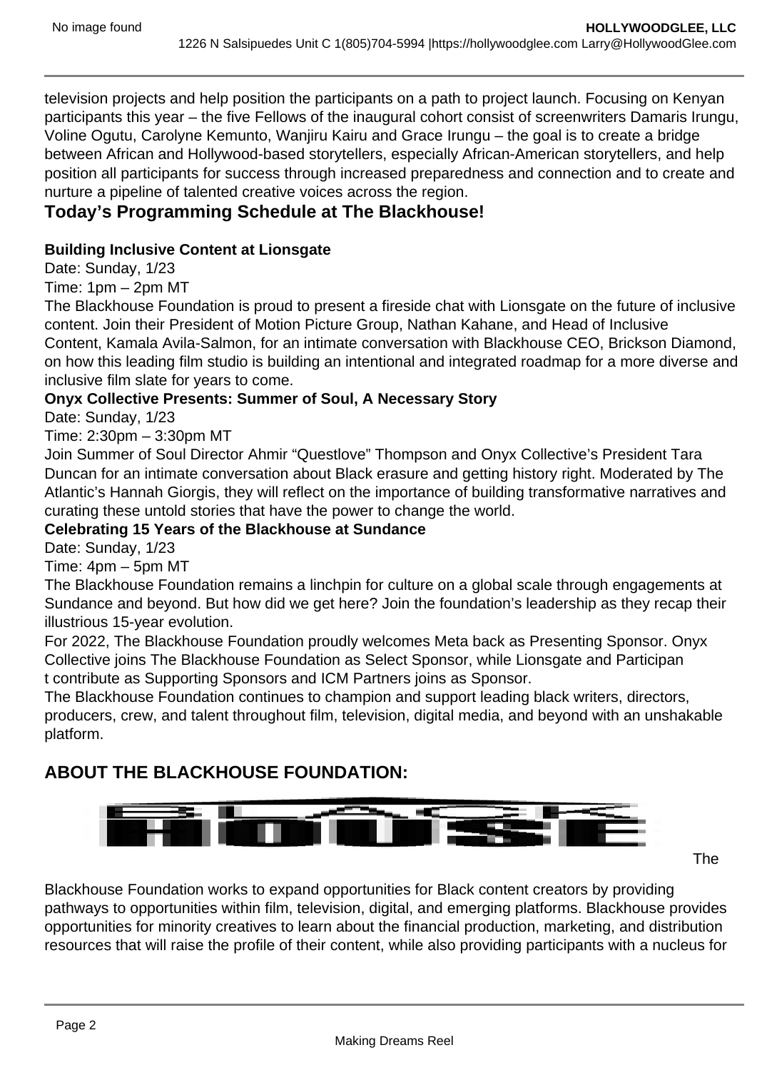television projects and help position the participants on a path to project launch. Focusing on Kenyan participants this year – the five Fellows of the inaugural cohort consist of screenwriters Damaris Irungu, Voline Ogutu, Carolyne Kemunto, Wanjiru Kairu and Grace Irungu – the goal is to create a bridge between African and Hollywood-based storytellers, especially African-American storytellers, and help position all participants for success through increased preparedness and connection and to create and nurture a pipeline of talented creative voices across the region.

## Today's Programming Schedule at The Blackhouse!

**Building Inclusive Content at Lionsgate**
Date: Sunday, 1/23
Time: 1pm – 2pm MT
The Blackhouse Foundation is proud to present a fireside chat with Lionsgate on the future of inclusive content. Join their President of Motion Picture Group, Nathan Kahane, and Head of Inclusive Content, Kamala Avila-Salmon, for an intimate conversation with Blackhouse CEO, Brickson Diamond, on how this leading film studio is building an intentional and integrated roadmap for a more diverse and inclusive film slate for years to come.

**Onyx Collective Presents: Summer of Soul, A Necessary Story**
Date: Sunday, 1/23
Time: 2:30pm – 3:30pm MT
Join Summer of Soul Director Ahmir "Questlove" Thompson and Onyx Collective's President Tara Duncan for an intimate conversation about Black erasure and getting history right. Moderated by The Atlantic's Hannah Giorgis, they will reflect on the importance of building transformative narratives and curating these untold stories that have the power to change the world.

**Celebrating 15 Years of the Blackhouse at Sundance**
Date: Sunday, 1/23
Time: 4pm – 5pm MT
The Blackhouse Foundation remains a linchpin for culture on a global scale through engagements at Sundance and beyond. But how did we get here? Join the foundation's leadership as they recap their illustrious 15-year evolution.

For 2022, The Blackhouse Foundation proudly welcomes Meta back as Presenting Sponsor. Onyx Collective joins The Blackhouse Foundation as Select Sponsor, while Lionsgate and Participant contribute as Supporting Sponsors and ICM Partners joins as Sponsor.

The Blackhouse Foundation continues to champion and support leading black writers, directors, producers, crew, and talent throughout film, television, digital media, and beyond with an unshakable platform.

## ABOUT THE BLACKHOUSE FOUNDATION:

The Blackhouse Foundation works to expand opportunities for Black content creators by providing pathways to opportunities within film, television, digital, and emerging platforms. Blackhouse provides opportunities for minority creatives to learn about the financial production, marketing, and distribution resources that will raise the profile of their content, while also providing participants with a nucleus for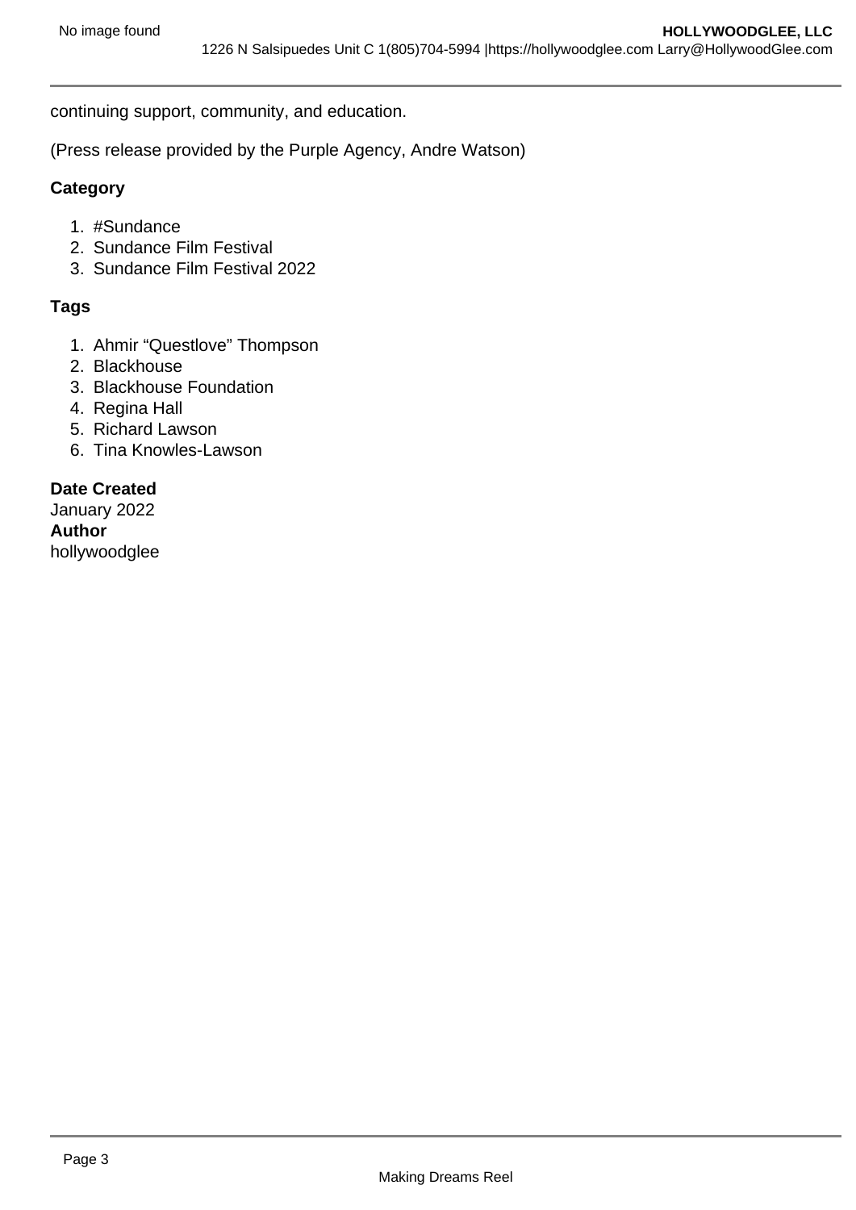continuing support, community, and education.

(Press release provided by the Purple Agency, Andre Watson)

**Category**

1. #Sundance
2. Sundance Film Festival
3. Sundance Film Festival 2022

**Tags**

1. Ahmir “Questlove” Thompson
2. Blackhouse
3. Blackhouse Foundation
4. Regina Hall
5. Richard Lawson
6. Tina Knowles-Lawson

**Date Created**
January 2022
**Author**
hollywoodglee